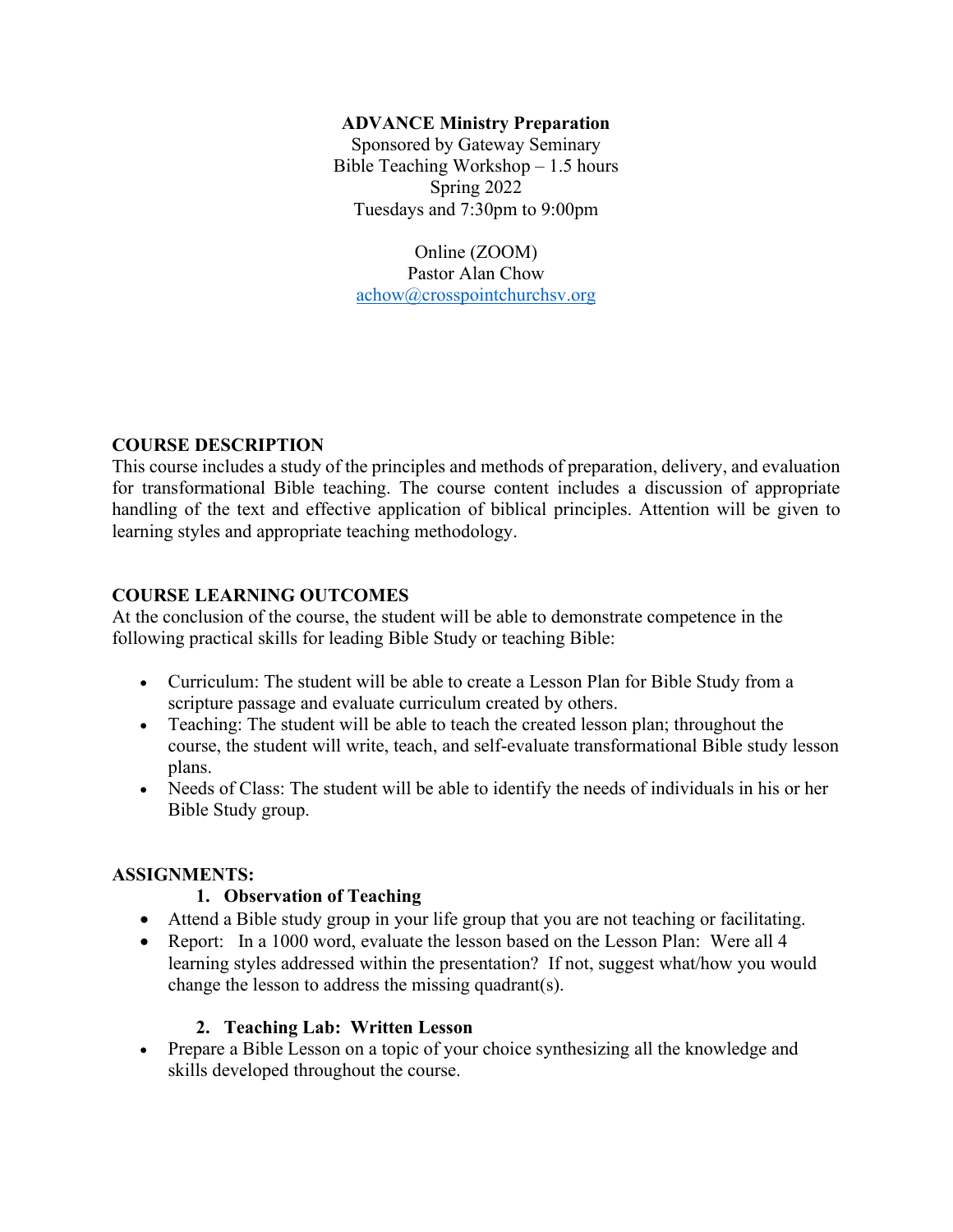**ADVANCE Ministry Preparation**
Sponsored by Gateway Seminary
Bible Teaching Workshop – 1.5 hours
Spring 2022
Tuesdays and 7:30pm to 9:00pm

Online (ZOOM)
Pastor Alan Chow
achow@crosspointchurchsv.org

## COURSE DESCRIPTION

This course includes a study of the principles and methods of preparation, delivery, and evaluation for transformational Bible teaching. The course content includes a discussion of appropriate handling of the text and effective application of biblical principles. Attention will be given to learning styles and appropriate teaching methodology.

## COURSE LEARNING OUTCOMES

At the conclusion of the course, the student will be able to demonstrate competence in the following practical skills for leading Bible Study or teaching Bible:

- Curriculum: The student will be able to create a Lesson Plan for Bible Study from a scripture passage and evaluate curriculum created by others.
- Teaching: The student will be able to teach the created lesson plan; throughout the course, the student will write, teach, and self-evaluate transformational Bible study lesson plans.
- Needs of Class: The student will be able to identify the needs of individuals in his or her Bible Study group.

## ASSIGNMENTS:

### 1. Observation of Teaching

- Attend a Bible study group in your life group that you are not teaching or facilitating.
- Report: In a 1000 word, evaluate the lesson based on the Lesson Plan: Were all 4 learning styles addressed within the presentation? If not, suggest what/how you would change the lesson to address the missing quadrant(s).

### 2. Teaching Lab: Written Lesson

- Prepare a Bible Lesson on a topic of your choice synthesizing all the knowledge and skills developed throughout the course.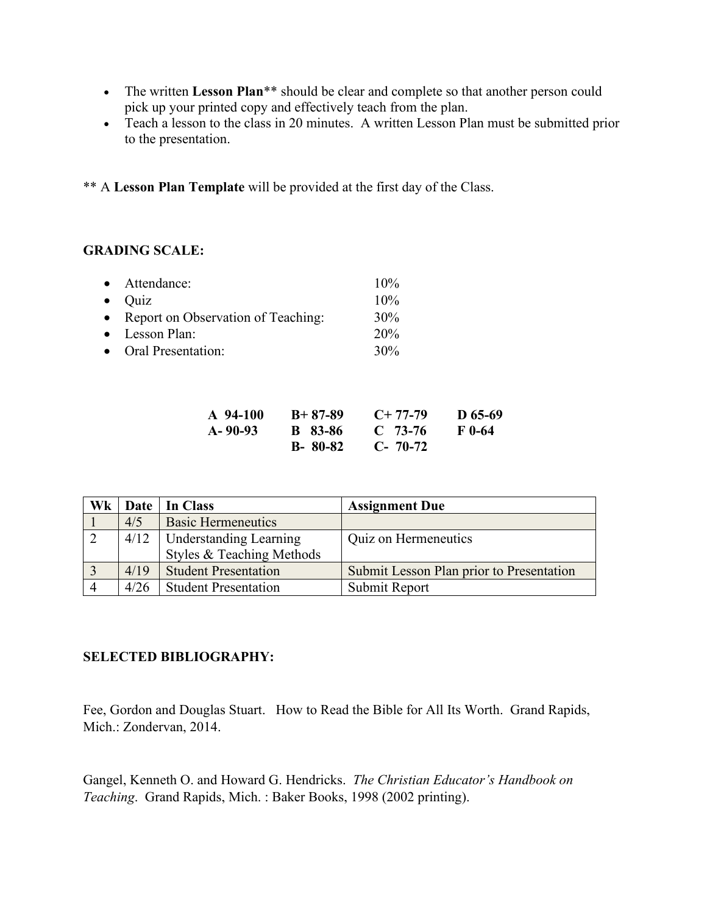- The written **Lesson Plan**** should be clear and complete so that another person could pick up your printed copy and effectively teach from the plan.
- Teach a lesson to the class in 20 minutes. A written Lesson Plan must be submitted prior to the presentation.

** A **Lesson Plan Template** will be provided at the first day of the Class.

**GRADING SCALE:**

- Attendance: 10%
- Quiz 10%
- Report on Observation of Teaching: 30%
- Lesson Plan: 20%
- Oral Presentation: 30%

| | | | |
|---|---|---|---|
| **A 94-100** | **B+ 87-89** | **C+ 77-79** | **D 65-69** |
| **A- 90-93** | **B 83-86** | **C 73-76** | **F 0-64** |
| | **B- 80-82** | **C- 70-72** | |

| Wk | Date | In Class | Assignment Due |
|---|---|---|---|
| 1 | 4/5 | Basic Hermeneutics | |
| 2 | 4/12 | Understanding Learning Styles & Teaching Methods | Quiz on Hermeneutics |
| 3 | 4/19 | Student Presentation | Submit Lesson Plan prior to Presentation |
| 4 | 4/26 | Student Presentation | Submit Report |

**SELECTED BIBLIOGRAPHY:**

Fee, Gordon and Douglas Stuart. How to Read the Bible for All Its Worth. Grand Rapids, Mich.: Zondervan, 2014.

Gangel, Kenneth O. and Howard G. Hendricks. *The Christian Educator's Handbook on Teaching*. Grand Rapids, Mich. : Baker Books, 1998 (2002 printing).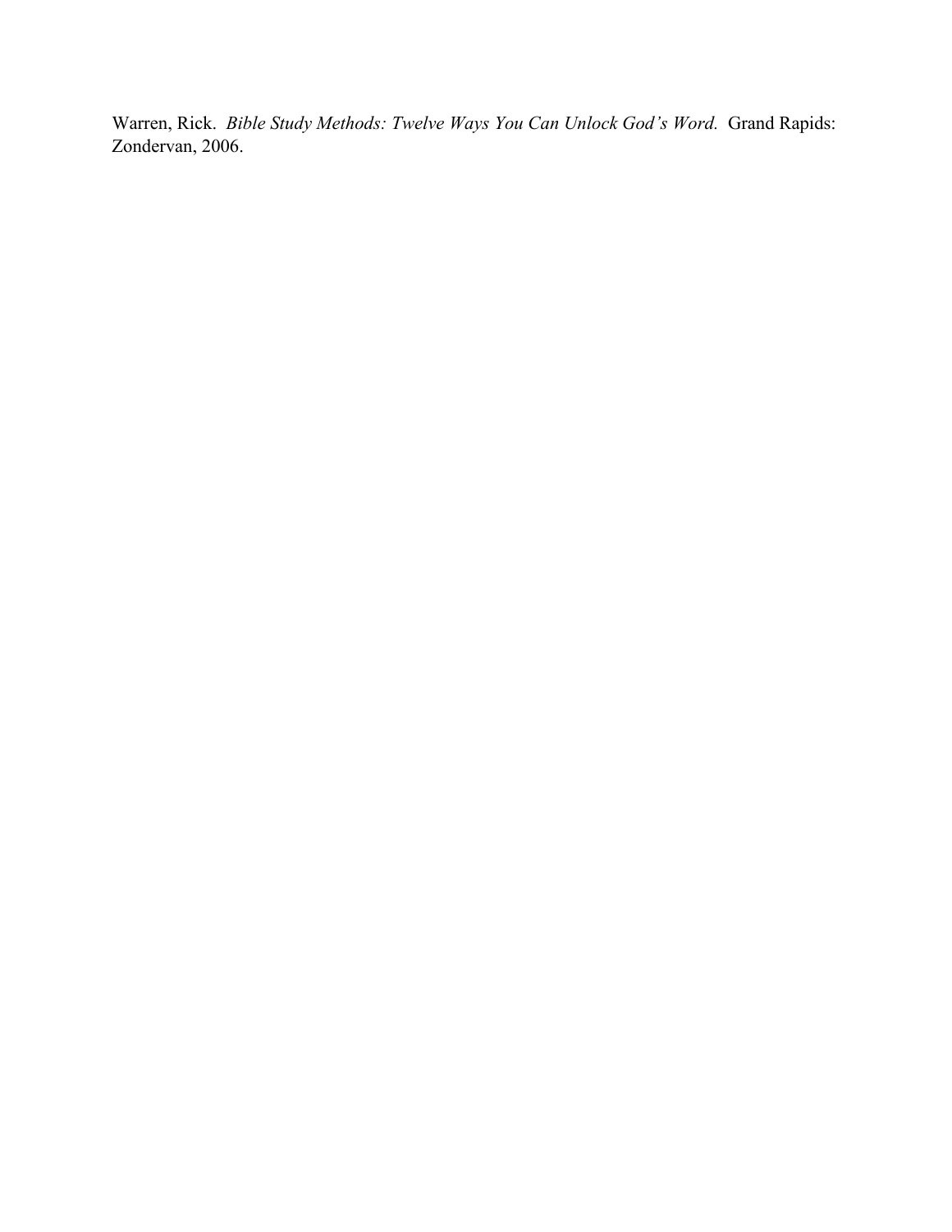Warren, Rick. *Bible Study Methods: Twelve Ways You Can Unlock God's Word.* Grand Rapids: Zondervan, 2006.